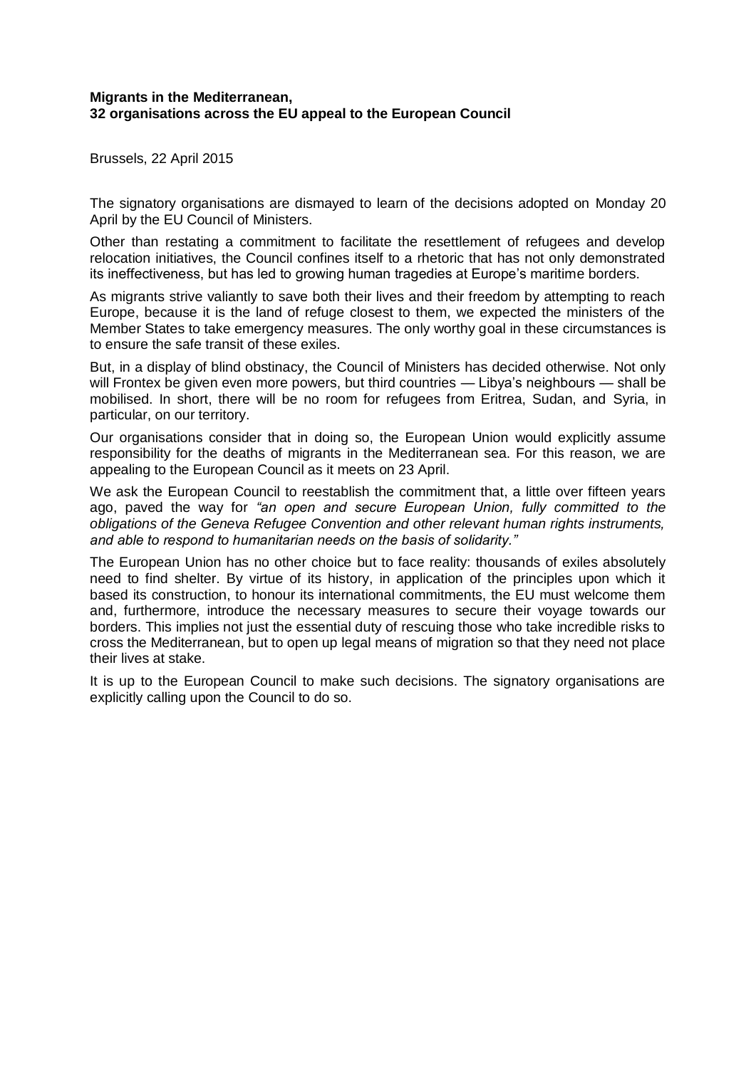**Migrants in the Mediterranean,**
**32 organisations across the EU appeal to the European Council**

Brussels, 22 April 2015

The signatory organisations are dismayed to learn of the decisions adopted on Monday 20 April by the EU Council of Ministers.

Other than restating a commitment to facilitate the resettlement of refugees and develop relocation initiatives, the Council confines itself to a rhetoric that has not only demonstrated its ineffectiveness, but has led to growing human tragedies at Europe's maritime borders.

As migrants strive valiantly to save both their lives and their freedom by attempting to reach Europe, because it is the land of refuge closest to them, we expected the ministers of the Member States to take emergency measures. The only worthy goal in these circumstances is to ensure the safe transit of these exiles.

But, in a display of blind obstinacy, the Council of Ministers has decided otherwise. Not only will Frontex be given even more powers, but third countries — Libya's neighbours — shall be mobilised. In short, there will be no room for refugees from Eritrea, Sudan, and Syria, in particular, on our territory.

Our organisations consider that in doing so, the European Union would explicitly assume responsibility for the deaths of migrants in the Mediterranean sea. For this reason, we are appealing to the European Council as it meets on 23 April.

We ask the European Council to reestablish the commitment that, a little over fifteen years ago, paved the way for *"an open and secure European Union, fully committed to the obligations of the Geneva Refugee Convention and other relevant human rights instruments, and able to respond to humanitarian needs on the basis of solidarity."*

The European Union has no other choice but to face reality: thousands of exiles absolutely need to find shelter. By virtue of its history, in application of the principles upon which it based its construction, to honour its international commitments, the EU must welcome them and, furthermore, introduce the necessary measures to secure their voyage towards our borders. This implies not just the essential duty of rescuing those who take incredible risks to cross the Mediterranean, but to open up legal means of migration so that they need not place their lives at stake.

It is up to the European Council to make such decisions. The signatory organisations are explicitly calling upon the Council to do so.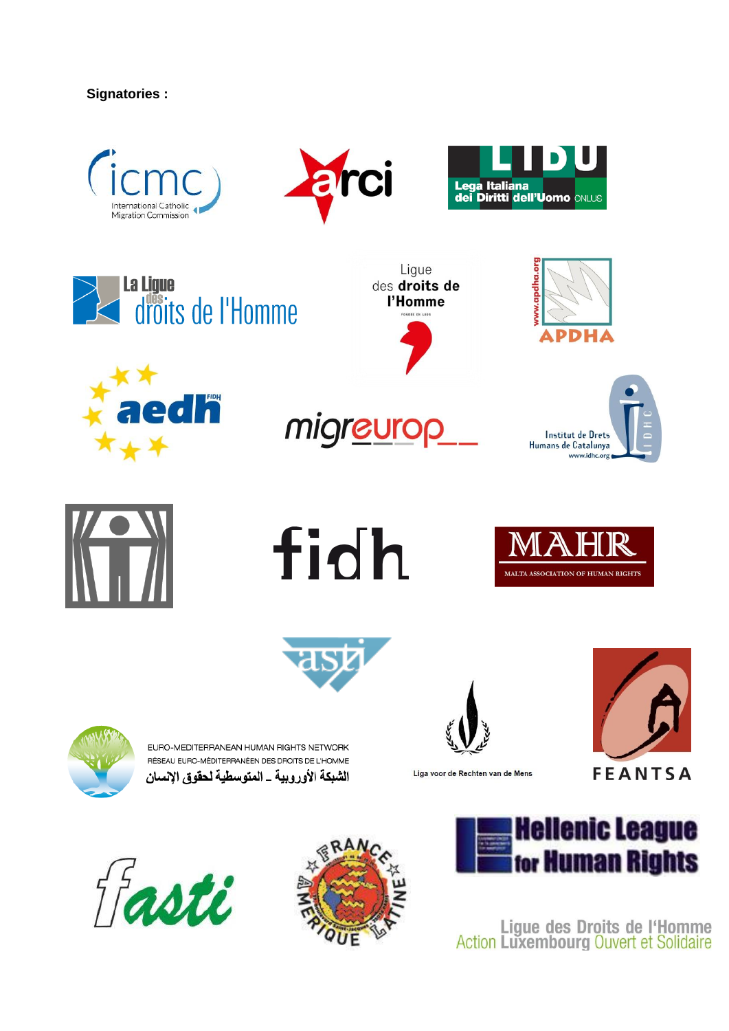**Signatories :**

icmc
International Catholic Migration Commission

arci

LIDU
Lega Italiana dei Diritti dell'Uomo ONLUS

La Ligue des droits de l'Homme

Ligue des droits de l'Homme

www.apdha.org
APDHA

aedh
FIDH

migreurop

Institut de Drets Humans de Catalunya
www.idhc.org
IDHC

fidh

MAHR
MALTA ASSOCIATION OF HUMAN RIGHTS

asti

EURO-MEDITERRANEAN HUMAN RIGHTS NETWORK
RÉSEAU EURO-MÉDITERRANÉEN DES DROITS DE L'HOMME
الشبكة الأوروبية ـ المتوسطية لحقوق الإنسان

Liga voor de Rechten van de Mens

FEANTSA

fasti

FRANCE AMÉRIQUE LATINE

Hellenic League for Human Rights

Ligue des Droits de l'Homme
Action Luxembourg Ouvert et Solidaire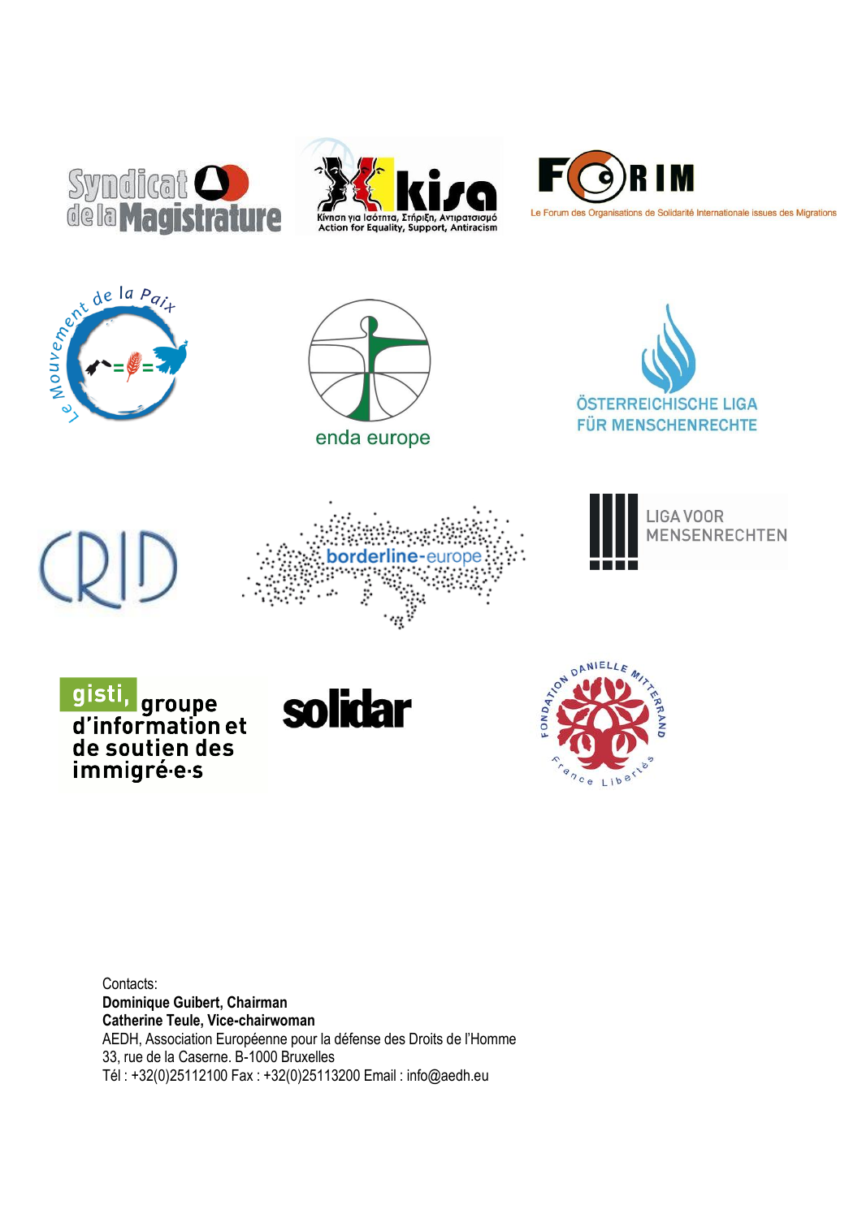Syndicat de la Magistrature

Κίνηση για Ισότητα, Στήριξη, Αντιρατσισμό
Action for Equality, Support, Antiracism

FORIM
Le Forum des Organisations de Solidarité Internationale issues des Migrations

Le Mouvement de la Paix

enda europe

ÖSTERREICHISCHE LIGA FÜR MENSCHENRECHTE

CRID

borderline-europe

LIGA VOOR MENSENRECHTEN

gisti, groupe d'information et de soutien des immigré·e·s

solidar

Fondation Danielle Mitterrand France Libertés

Contacts:
**Dominique Guibert, Chairman**
**Catherine Teule, Vice-chairwoman**
AEDH, Association Européenne pour la défense des Droits de l'Homme
33, rue de la Caserne. B-1000 Bruxelles
Tél : +32(0)25112100 Fax : +32(0)25113200 Email : info@aedh.eu